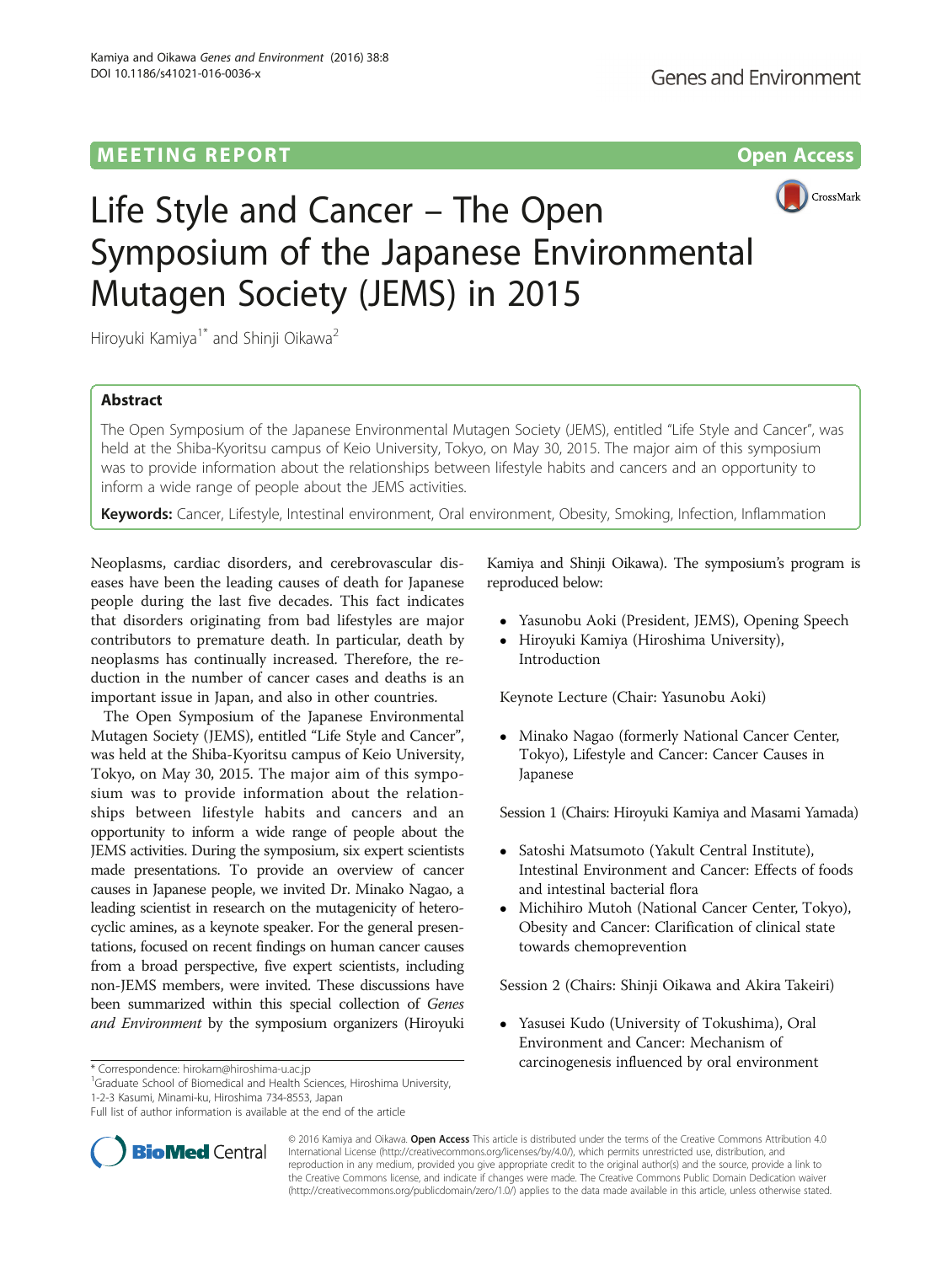MEETING REPORT

Open Access

# Life Style and Cancer – The Open Symposium of the Japanese Environmental Mutagen Society (JEMS) in 2015

Hiroyuki Kamiya[1*] and Shinji Oikawa[2]

## Abstract

The Open Symposium of the Japanese Environmental Mutagen Society (JEMS), entitled "Life Style and Cancer", was held at the Shiba-Kyoritsu campus of Keio University, Tokyo, on May 30, 2015. The major aim of this symposium was to provide information about the relationships between lifestyle habits and cancers and an opportunity to inform a wide range of people about the JEMS activities.

**Keywords:** Cancer, Lifestyle, Intestinal environment, Oral environment, Obesity, Smoking, Infection, Inflammation

Neoplasms, cardiac disorders, and cerebrovascular diseases have been the leading causes of death for Japanese people during the last five decades. This fact indicates that disorders originating from bad lifestyles are major contributors to premature death. In particular, death by neoplasms has continually increased. Therefore, the reduction in the number of cancer cases and deaths is an important issue in Japan, and also in other countries.

The Open Symposium of the Japanese Environmental Mutagen Society (JEMS), entitled "Life Style and Cancer", was held at the Shiba-Kyoritsu campus of Keio University, Tokyo, on May 30, 2015. The major aim of this symposium was to provide information about the relationships between lifestyle habits and cancers and an opportunity to inform a wide range of people about the JEMS activities. During the symposium, six expert scientists made presentations. To provide an overview of cancer causes in Japanese people, we invited Dr. Minako Nagao, a leading scientist in research on the mutagenicity of heterocyclic amines, as a keynote speaker. For the general presentations, focused on recent findings on human cancer causes from a broad perspective, five expert scientists, including non-JEMS members, were invited. These discussions have been summarized within this special collection of *Genes and Environment* by the symposium organizers (Hiroyuki Kamiya and Shinji Oikawa). The symposium's program is reproduced below:

- Yasunobu Aoki (President, JEMS), Opening Speech
- Hiroyuki Kamiya (Hiroshima University), Introduction

Keynote Lecture (Chair: Yasunobu Aoki)

- Minako Nagao (formerly National Cancer Center, Tokyo), Lifestyle and Cancer: Cancer Causes in Japanese

Session 1 (Chairs: Hiroyuki Kamiya and Masami Yamada)

- Satoshi Matsumoto (Yakult Central Institute), Intestinal Environment and Cancer: Effects of foods and intestinal bacterial flora
- Michihiro Mutoh (National Cancer Center, Tokyo), Obesity and Cancer: Clarification of clinical state towards chemoprevention

Session 2 (Chairs: Shinji Oikawa and Akira Takeiri)

- Yasusei Kudo (University of Tokushima), Oral Environment and Cancer: Mechanism of carcinogenesis influenced by oral environment

\* Correspondence: hirokam@hiroshima-u.ac.jp
[1]Graduate School of Biomedical and Health Sciences, Hiroshima University, 1-2-3 Kasumi, Minami-ku, Hiroshima 734-8553, Japan
Full list of author information is available at the end of the article

© 2016 Kamiya and Oikawa. **Open Access** This article is distributed under the terms of the Creative Commons Attribution 4.0 International License (http://creativecommons.org/licenses/by/4.0/), which permits unrestricted use, distribution, and reproduction in any medium, provided you give appropriate credit to the original author(s) and the source, provide a link to the Creative Commons license, and indicate if changes were made. The Creative Commons Public Domain Dedication waiver (http://creativecommons.org/publicdomain/zero/1.0/) applies to the data made available in this article, unless otherwise stated.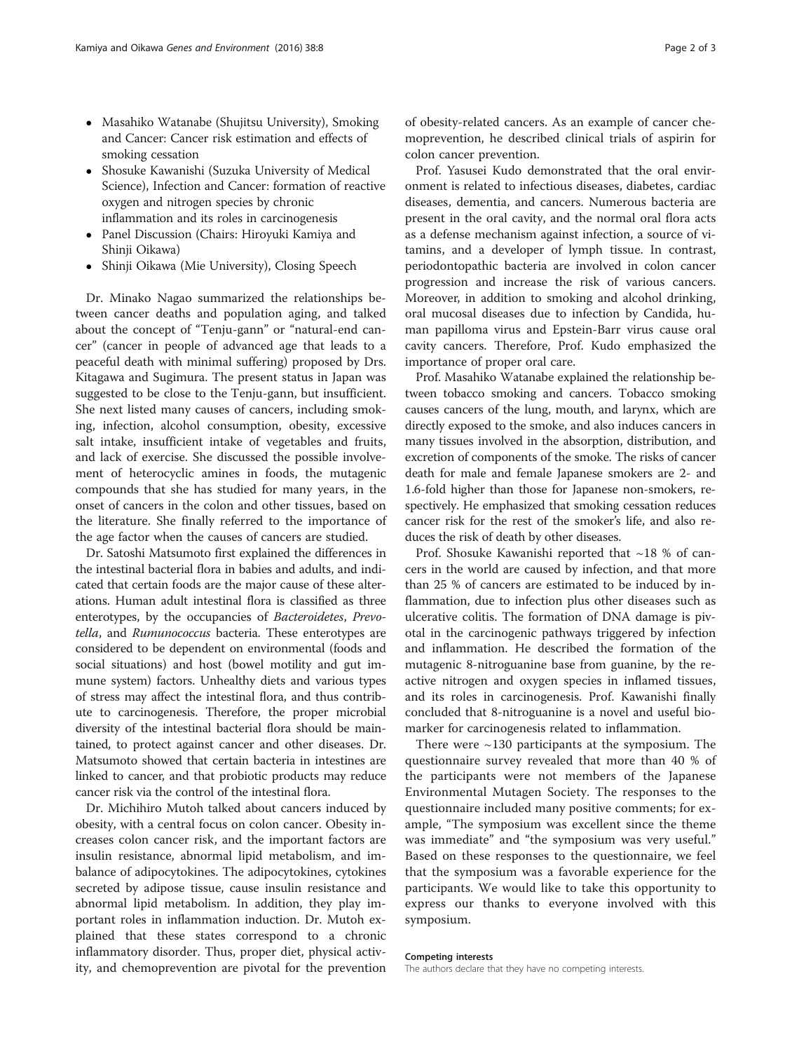- Masahiko Watanabe (Shujitsu University), Smoking and Cancer: Cancer risk estimation and effects of smoking cessation
- Shosuke Kawanishi (Suzuka University of Medical Science), Infection and Cancer: formation of reactive oxygen and nitrogen species by chronic inflammation and its roles in carcinogenesis
- Panel Discussion (Chairs: Hiroyuki Kamiya and Shinji Oikawa)
- Shinji Oikawa (Mie University), Closing Speech

Dr. Minako Nagao summarized the relationships between cancer deaths and population aging, and talked about the concept of "Tenju-gann" or "natural-end cancer" (cancer in people of advanced age that leads to a peaceful death with minimal suffering) proposed by Drs. Kitagawa and Sugimura. The present status in Japan was suggested to be close to the Tenju-gann, but insufficient. She next listed many causes of cancers, including smoking, infection, alcohol consumption, obesity, excessive salt intake, insufficient intake of vegetables and fruits, and lack of exercise. She discussed the possible involvement of heterocyclic amines in foods, the mutagenic compounds that she has studied for many years, in the onset of cancers in the colon and other tissues, based on the literature. She finally referred to the importance of the age factor when the causes of cancers are studied.

Dr. Satoshi Matsumoto first explained the differences in the intestinal bacterial flora in babies and adults, and indicated that certain foods are the major cause of these alterations. Human adult intestinal flora is classified as three enterotypes, by the occupancies of *Bacteroidetes*, *Prevotella*, and *Rumunococcus* bacteria. These enterotypes are considered to be dependent on environmental (foods and social situations) and host (bowel motility and gut immune system) factors. Unhealthy diets and various types of stress may affect the intestinal flora, and thus contribute to carcinogenesis. Therefore, the proper microbial diversity of the intestinal bacterial flora should be maintained, to protect against cancer and other diseases. Dr. Matsumoto showed that certain bacteria in intestines are linked to cancer, and that probiotic products may reduce cancer risk via the control of the intestinal flora.

Dr. Michihiro Mutoh talked about cancers induced by obesity, with a central focus on colon cancer. Obesity increases colon cancer risk, and the important factors are insulin resistance, abnormal lipid metabolism, and imbalance of adipocytokines. The adipocytokines, cytokines secreted by adipose tissue, cause insulin resistance and abnormal lipid metabolism. In addition, they play important roles in inflammation induction. Dr. Mutoh explained that these states correspond to a chronic inflammatory disorder. Thus, proper diet, physical activity, and chemoprevention are pivotal for the prevention of obesity-related cancers. As an example of cancer chemoprevention, he described clinical trials of aspirin for colon cancer prevention.

Prof. Yasusei Kudo demonstrated that the oral environment is related to infectious diseases, diabetes, cardiac diseases, dementia, and cancers. Numerous bacteria are present in the oral cavity, and the normal oral flora acts as a defense mechanism against infection, a source of vitamins, and a developer of lymph tissue. In contrast, periodontopathic bacteria are involved in colon cancer progression and increase the risk of various cancers. Moreover, in addition to smoking and alcohol drinking, oral mucosal diseases due to infection by Candida, human papilloma virus and Epstein-Barr virus cause oral cavity cancers. Therefore, Prof. Kudo emphasized the importance of proper oral care.

Prof. Masahiko Watanabe explained the relationship between tobacco smoking and cancers. Tobacco smoking causes cancers of the lung, mouth, and larynx, which are directly exposed to the smoke, and also induces cancers in many tissues involved in the absorption, distribution, and excretion of components of the smoke. The risks of cancer death for male and female Japanese smokers are 2- and 1.6-fold higher than those for Japanese non-smokers, respectively. He emphasized that smoking cessation reduces cancer risk for the rest of the smoker's life, and also reduces the risk of death by other diseases.

Prof. Shosuke Kawanishi reported that ~18 % of cancers in the world are caused by infection, and that more than 25 % of cancers are estimated to be induced by inflammation, due to infection plus other diseases such as ulcerative colitis. The formation of DNA damage is pivotal in the carcinogenic pathways triggered by infection and inflammation. He described the formation of the mutagenic 8-nitroguanine base from guanine, by the reactive nitrogen and oxygen species in inflamed tissues, and its roles in carcinogenesis. Prof. Kawanishi finally concluded that 8-nitroguanine is a novel and useful biomarker for carcinogenesis related to inflammation.

There were ~130 participants at the symposium. The questionnaire survey revealed that more than 40 % of the participants were not members of the Japanese Environmental Mutagen Society. The responses to the questionnaire included many positive comments; for example, "The symposium was excellent since the theme was immediate" and "the symposium was very useful." Based on these responses to the questionnaire, we feel that the symposium was a favorable experience for the participants. We would like to take this opportunity to express our thanks to everyone involved with this symposium.

#### Competing interests

The authors declare that they have no competing interests.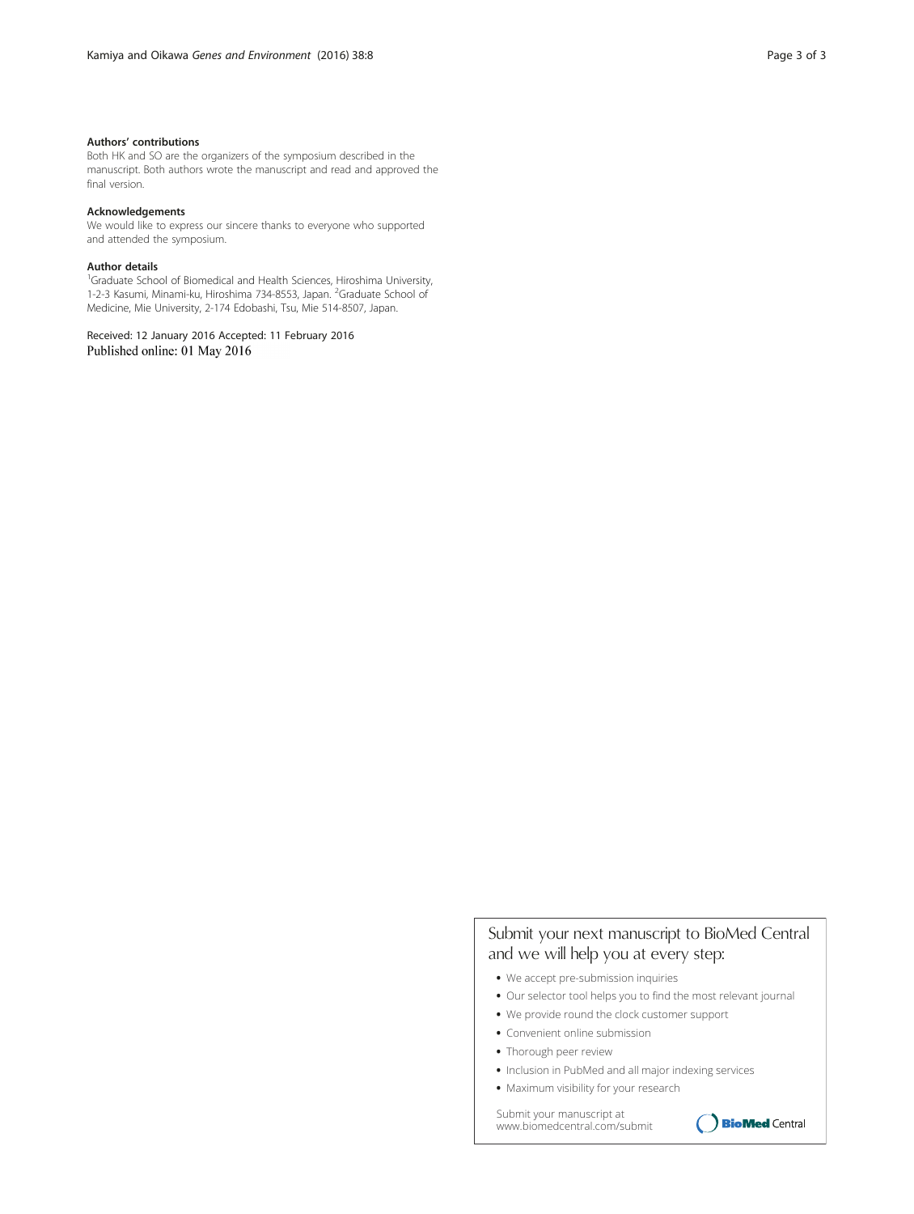### Authors' contributions

Both HK and SO are the organizers of the symposium described in the manuscript. Both authors wrote the manuscript and read and approved the final version.

### Acknowledgements

We would like to express our sincere thanks to everyone who supported and attended the symposium.

### Author details

[1]Graduate School of Biomedical and Health Sciences, Hiroshima University, 1-2-3 Kasumi, Minami-ku, Hiroshima 734-8553, Japan. [2]Graduate School of Medicine, Mie University, 2-174 Edobashi, Tsu, Mie 514-8507, Japan.

Received: 12 January 2016 Accepted: 11 February 2016
Published online: 01 May 2016

Submit your next manuscript to BioMed Central and we will help you at every step:

- We accept pre-submission inquiries
- Our selector tool helps you to find the most relevant journal
- We provide round the clock customer support
- Convenient online submission
- Thorough peer review
- Inclusion in PubMed and all major indexing services
- Maximum visibility for your research

Submit your manuscript at
www.biomedcentral.com/submit

BioMed Central